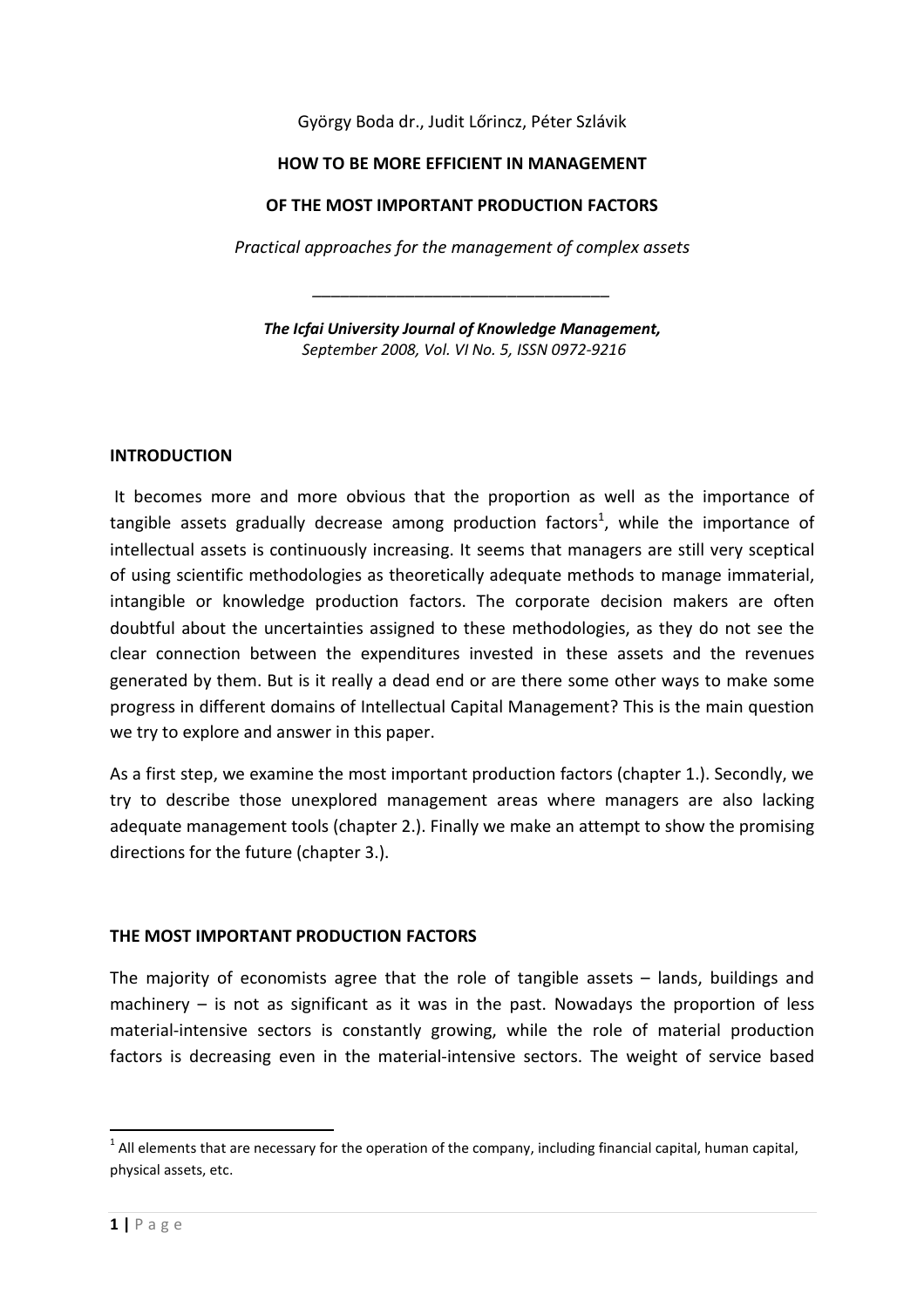György Boda dr., Judit Lőrincz, Péter Szlávik

# HOW TO BE MORE EFFICIENT IN MANAGEMENT OF THE MOST IMPORTANT PRODUCTION FACTORS

*Practical approaches for the management of complex assets*

---

***The Icfai University Journal of Knowledge Management,***
*September 2008, Vol. VI No. 5, ISSN 0972-9216*

## INTRODUCTION

It becomes more and more obvious that the proportion as well as the importance of tangible assets gradually decrease among production factors[1], while the importance of intellectual assets is continuously increasing. It seems that managers are still very sceptical of using scientific methodologies as theoretically adequate methods to manage immaterial, intangible or knowledge production factors. The corporate decision makers are often doubtful about the uncertainties assigned to these methodologies, as they do not see the clear connection between the expenditures invested in these assets and the revenues generated by them. But is it really a dead end or are there some other ways to make some progress in different domains of Intellectual Capital Management? This is the main question we try to explore and answer in this paper.

As a first step, we examine the most important production factors (chapter 1.). Secondly, we try to describe those unexplored management areas where managers are also lacking adequate management tools (chapter 2.). Finally we make an attempt to show the promising directions for the future (chapter 3.).

## THE MOST IMPORTANT PRODUCTION FACTORS

The majority of economists agree that the role of tangible assets – lands, buildings and machinery – is not as significant as it was in the past. Nowadays the proportion of less material-intensive sectors is constantly growing, while the role of material production factors is decreasing even in the material-intensive sectors. The weight of service based

---

[1] All elements that are necessary for the operation of the company, including financial capital, human capital, physical assets, etc.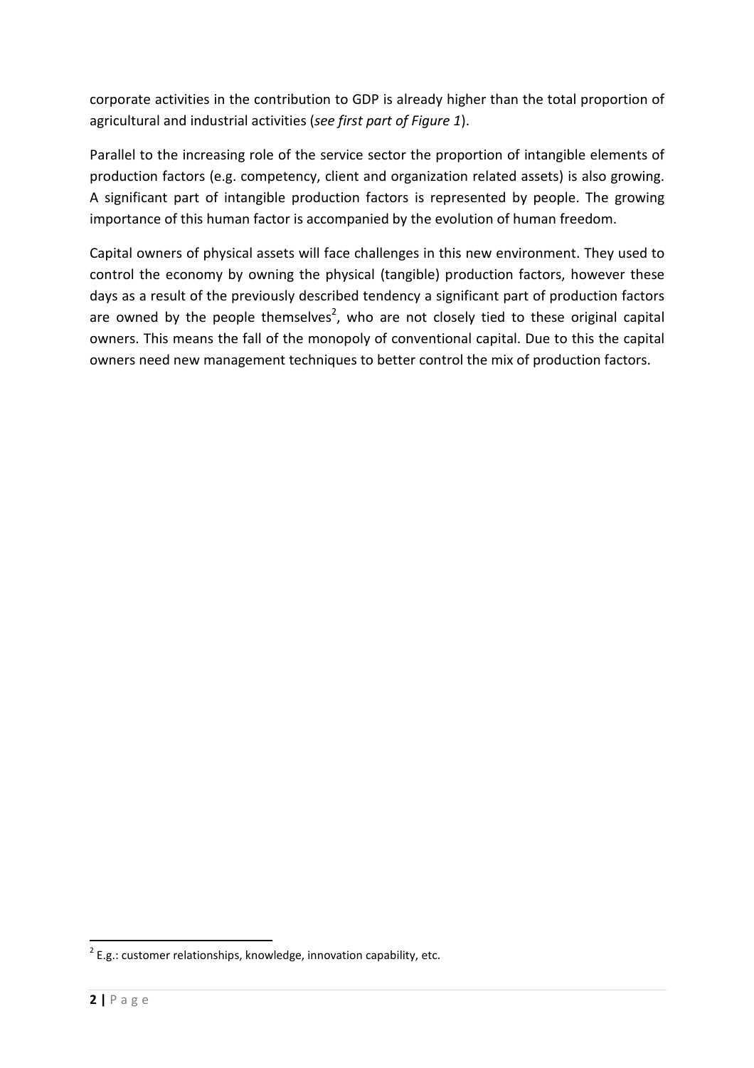corporate activities in the contribution to GDP is already higher than the total proportion of agricultural and industrial activities (*see first part of Figure 1*).

Parallel to the increasing role of the service sector the proportion of intangible elements of production factors (e.g. competency, client and organization related assets) is also growing. A significant part of intangible production factors is represented by people. The growing importance of this human factor is accompanied by the evolution of human freedom.

Capital owners of physical assets will face challenges in this new environment. They used to control the economy by owning the physical (tangible) production factors, however these days as a result of the previously described tendency a significant part of production factors are owned by the people themselves[2], who are not closely tied to these original capital owners. This means the fall of the monopoly of conventional capital. Due to this the capital owners need new management techniques to better control the mix of production factors.

[2] E.g.: customer relationships, knowledge, innovation capability, etc.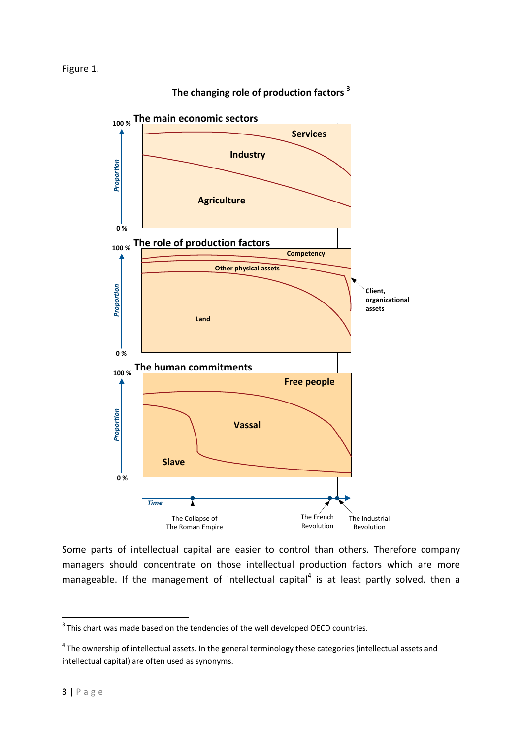Figure 1.

**The changing role of production factors** [3]

Some parts of intellectual capital are easier to control than others. Therefore company managers should concentrate on those intellectual production factors which are more manageable. If the management of intellectual capital[4] is at least partly solved, then a

---

[3] This chart was made based on the tendencies of the well developed OECD countries.

[4] The ownership of intellectual assets. In the general terminology these categories (intellectual assets and intellectual capital) are often used as synonyms.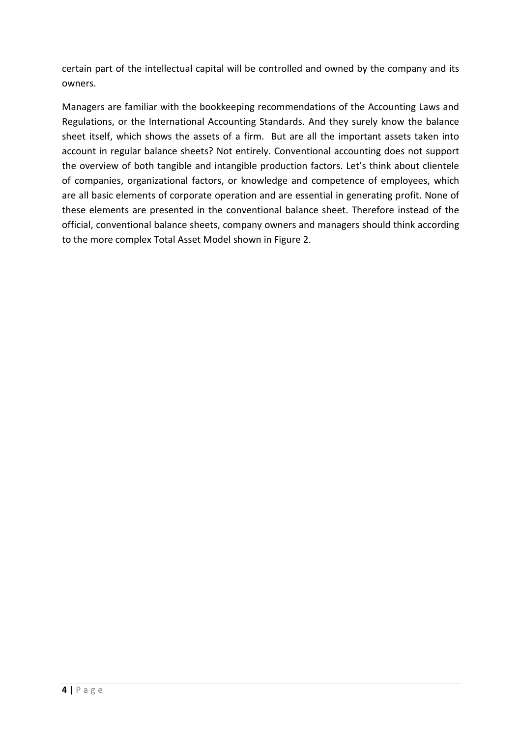certain part of the intellectual capital will be controlled and owned by the company and its owners.

Managers are familiar with the bookkeeping recommendations of the Accounting Laws and Regulations, or the International Accounting Standards. And they surely know the balance sheet itself, which shows the assets of a firm. But are all the important assets taken into account in regular balance sheets? Not entirely. Conventional accounting does not support the overview of both tangible and intangible production factors. Let's think about clientele of companies, organizational factors, or knowledge and competence of employees, which are all basic elements of corporate operation and are essential in generating profit. None of these elements are presented in the conventional balance sheet. Therefore instead of the official, conventional balance sheets, company owners and managers should think according to the more complex Total Asset Model shown in Figure 2.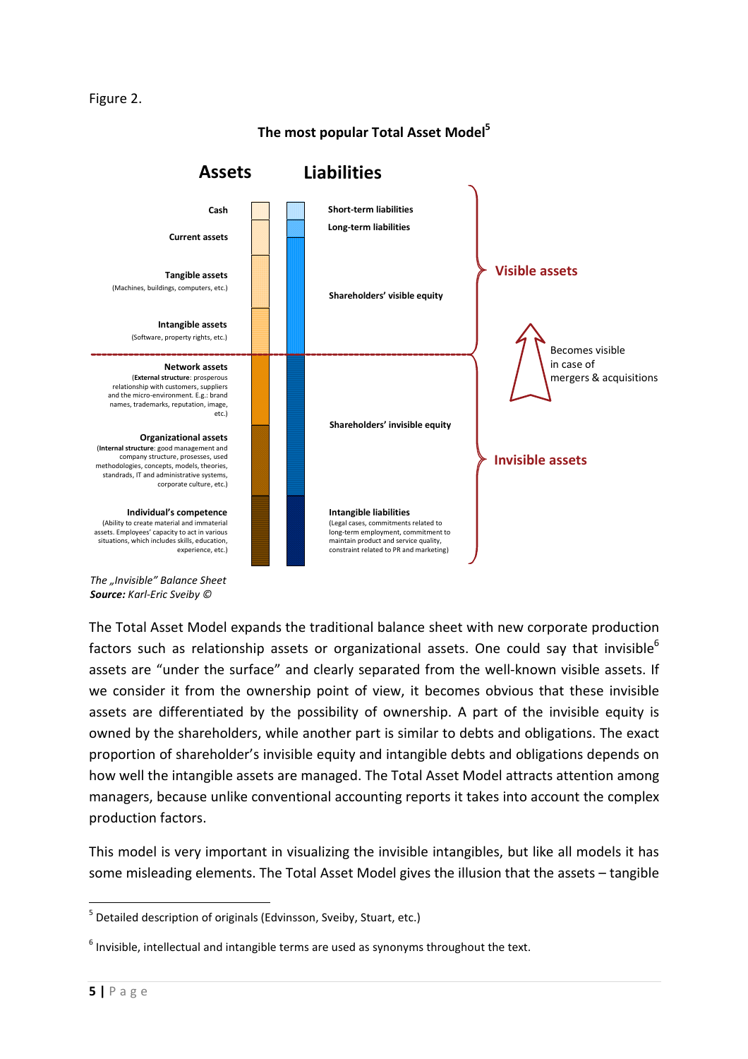Figure 2.

**The most popular Total Asset Model**[5]

| Assets | Liabilities | |
|---|---|---|
| **Cash** | **Short-term liabilities** | **Visible assets** |
| **Current assets** | **Long-term liabilities** | |
| **Tangible assets** (Machines, buildings, computers, etc.) | **Shareholders' visible equity** | |
| **Intangible assets** (Software, property rights, etc.) | | |
| **Network assets** (**External structure**: prosperous relationship with customers, suppliers and the micro-environment. E.g.: brand names, trademarks, reputation, image, etc.) | **Shareholders' invisible equity** | **Invisible assets** (Becomes visible in case of mergers & acquisitions) |
| **Organizational assets** (**Internal structure**: good management and company structure, prosesses, used methodologies, concepts, models, theories, standrads, IT and administrative systems, corporate culture, etc.) | | |
| **Individual's competence** (Ability to create material and immaterial assets. Employees' capacity to act in various situations, which includes skills, education, experience, etc.) | **Intangible liabilities** (Legal cases, commitments related to long-term employment, commitment to maintain product and service quality, constraint related to PR and marketing) | |

*The „Invisible" Balance Sheet*
***Source:** Karl-Eric Sveiby ©*

The Total Asset Model expands the traditional balance sheet with new corporate production factors such as relationship assets or organizational assets. One could say that invisible[6] assets are "under the surface" and clearly separated from the well-known visible assets. If we consider it from the ownership point of view, it becomes obvious that these invisible assets are differentiated by the possibility of ownership. A part of the invisible equity is owned by the shareholders, while another part is similar to debts and obligations. The exact proportion of shareholder's invisible equity and intangible debts and obligations depends on how well the intangible assets are managed. The Total Asset Model attracts attention among managers, because unlike conventional accounting reports it takes into account the complex production factors.

This model is very important in visualizing the invisible intangibles, but like all models it has some misleading elements. The Total Asset Model gives the illusion that the assets – tangible

[5] Detailed description of originals (Edvinsson, Sveiby, Stuart, etc.)

[6] Invisible, intellectual and intangible terms are used as synonyms throughout the text.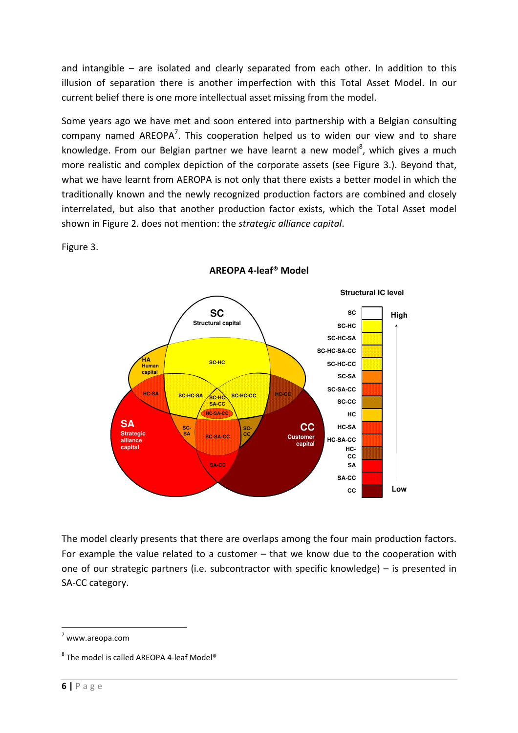and intangible – are isolated and clearly separated from each other. In addition to this illusion of separation there is another imperfection with this Total Asset Model. In our current belief there is one more intellectual asset missing from the model.

Some years ago we have met and soon entered into partnership with a Belgian consulting company named AREOPA[7]. This cooperation helped us to widen our view and to share knowledge. From our Belgian partner we have learnt a new model[8], which gives a much more realistic and complex depiction of the corporate assets (see Figure 3.). Beyond that, what we have learnt from AEROPA is not only that there exists a better model in which the traditionally known and the newly recognized production factors are combined and closely interrelated, but also that another production factor exists, which the Total Asset model shown in Figure 2. does not mention: the *strategic alliance capital*.

Figure 3.

**AREOPA 4-leaf® Model**

The model clearly presents that there are overlaps among the four main production factors. For example the value related to a customer – that we know due to the cooperation with one of our strategic partners (i.e. subcontractor with specific knowledge) – is presented in SA-CC category.

---

[7] www.areopa.com

[8] The model is called AREOPA 4-leaf Model®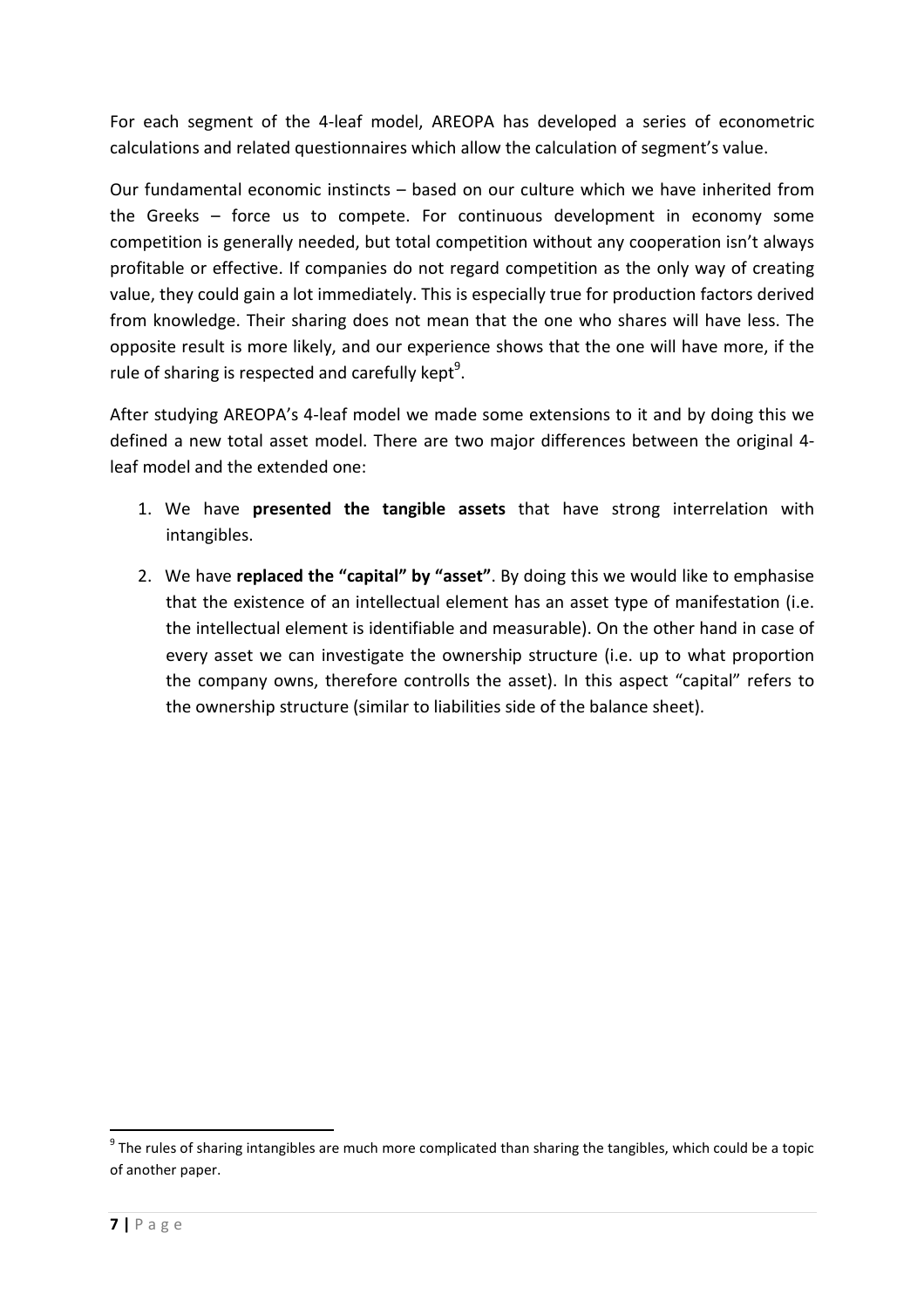For each segment of the 4-leaf model, AREOPA has developed a series of econometric calculations and related questionnaires which allow the calculation of segment's value.

Our fundamental economic instincts – based on our culture which we have inherited from the Greeks – force us to compete. For continuous development in economy some competition is generally needed, but total competition without any cooperation isn't always profitable or effective. If companies do not regard competition as the only way of creating value, they could gain a lot immediately. This is especially true for production factors derived from knowledge. Their sharing does not mean that the one who shares will have less. The opposite result is more likely, and our experience shows that the one will have more, if the rule of sharing is respected and carefully kept[9].

After studying AREOPA's 4-leaf model we made some extensions to it and by doing this we defined a new total asset model. There are two major differences between the original 4-leaf model and the extended one:

1. We have **presented the tangible assets** that have strong interrelation with intangibles.
2. We have **replaced the "capital" by "asset"**. By doing this we would like to emphasise that the existence of an intellectual element has an asset type of manifestation (i.e. the intellectual element is identifiable and measurable). On the other hand in case of every asset we can investigate the ownership structure (i.e. up to what proportion the company owns, therefore controlls the asset). In this aspect "capital" refers to the ownership structure (similar to liabilities side of the balance sheet).

---

[9] The rules of sharing intangibles are much more complicated than sharing the tangibles, which could be a topic of another paper.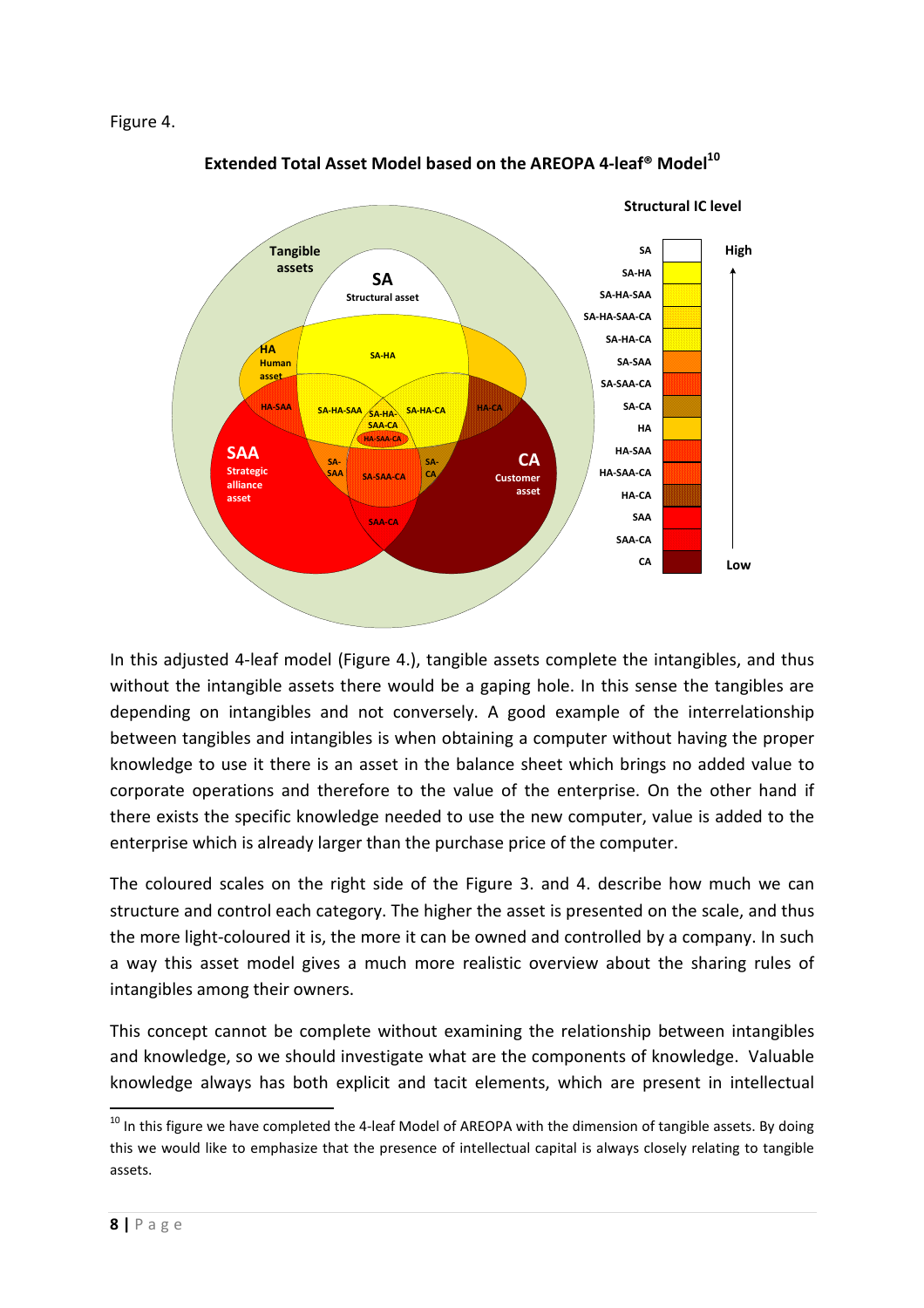Figure 4.

**Extended Total Asset Model based on the AREOPA 4-leaf® Model[10]**

In this adjusted 4-leaf model (Figure 4.), tangible assets complete the intangibles, and thus without the intangible assets there would be a gaping hole. In this sense the tangibles are depending on intangibles and not conversely. A good example of the interrelationship between tangibles and intangibles is when obtaining a computer without having the proper knowledge to use it there is an asset in the balance sheet which brings no added value to corporate operations and therefore to the value of the enterprise. On the other hand if there exists the specific knowledge needed to use the new computer, value is added to the enterprise which is already larger than the purchase price of the computer.

The coloured scales on the right side of the Figure 3. and 4. describe how much we can structure and control each category. The higher the asset is presented on the scale, and thus the more light-coloured it is, the more it can be owned and controlled by a company. In such a way this asset model gives a much more realistic overview about the sharing rules of intangibles among their owners.

This concept cannot be complete without examining the relationship between intangibles and knowledge, so we should investigate what are the components of knowledge. Valuable knowledge always has both explicit and tacit elements, which are present in intellectual

[10] In this figure we have completed the 4-leaf Model of AREOPA with the dimension of tangible assets. By doing this we would like to emphasize that the presence of intellectual capital is always closely relating to tangible assets.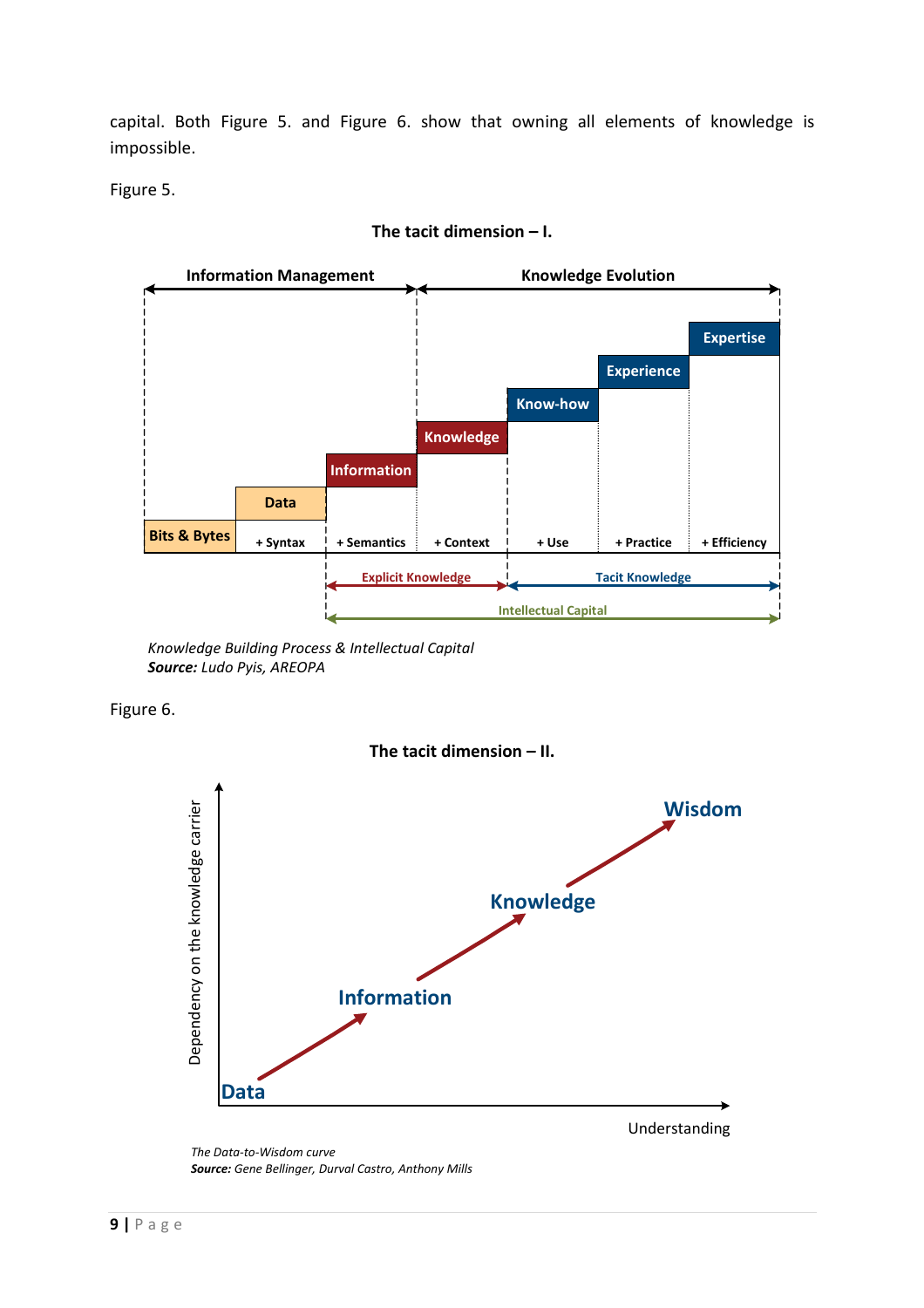capital. Both Figure 5. and Figure 6. show that owning all elements of knowledge is impossible.

Figure 5.

**The tacit dimension – I.**

*Knowledge Building Process & Intellectual Capital*
***Source:*** *Ludo Pyis, AREOPA*

Figure 6.

**The tacit dimension – II.**

*The Data-to-Wisdom curve*
***Source:*** *Gene Bellinger, Durval Castro, Anthony Mills*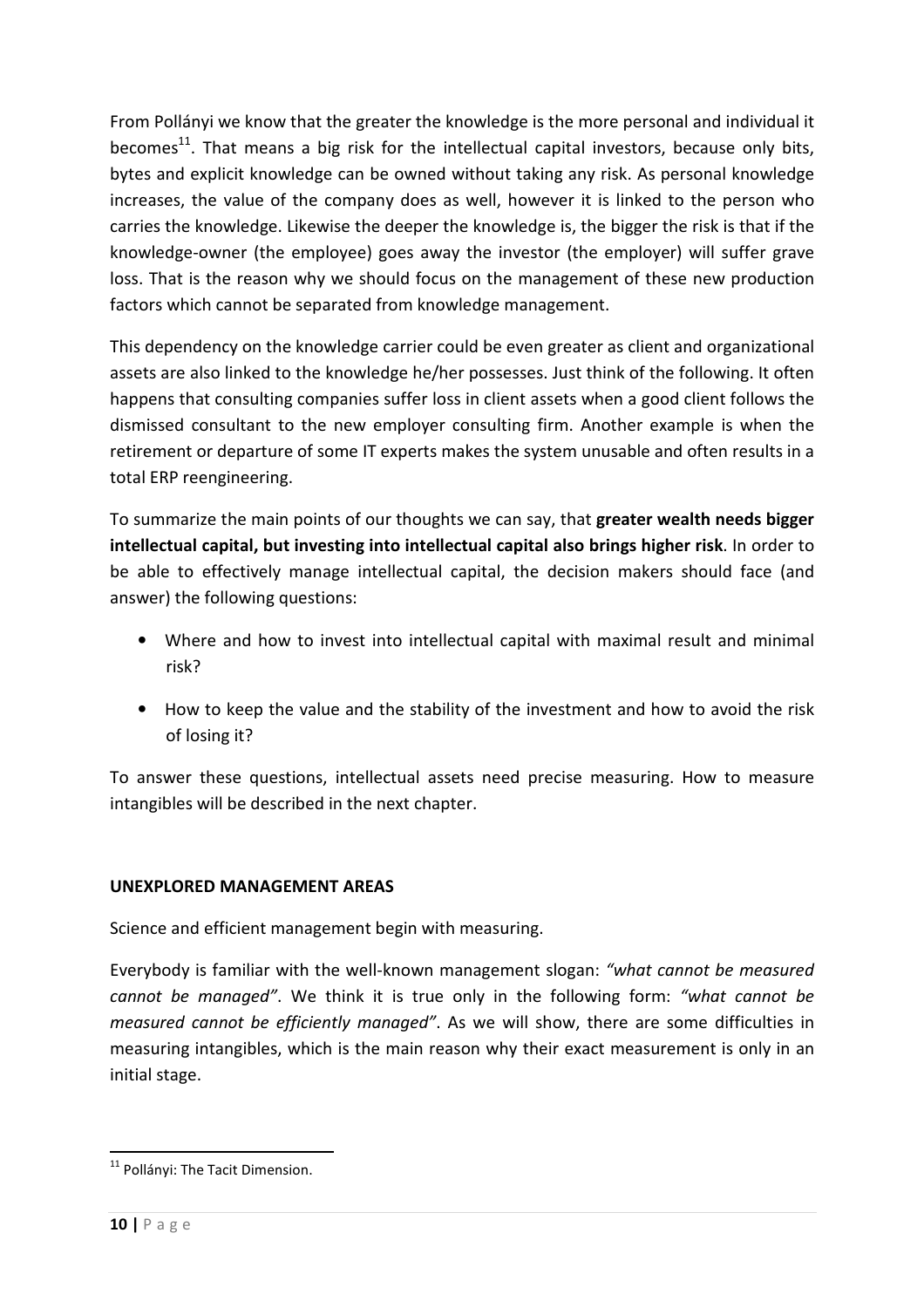From Pollányi we know that the greater the knowledge is the more personal and individual it becomes[11]. That means a big risk for the intellectual capital investors, because only bits, bytes and explicit knowledge can be owned without taking any risk. As personal knowledge increases, the value of the company does as well, however it is linked to the person who carries the knowledge. Likewise the deeper the knowledge is, the bigger the risk is that if the knowledge-owner (the employee) goes away the investor (the employer) will suffer grave loss. That is the reason why we should focus on the management of these new production factors which cannot be separated from knowledge management.

This dependency on the knowledge carrier could be even greater as client and organizational assets are also linked to the knowledge he/her possesses. Just think of the following. It often happens that consulting companies suffer loss in client assets when a good client follows the dismissed consultant to the new employer consulting firm. Another example is when the retirement or departure of some IT experts makes the system unusable and often results in a total ERP reengineering.

To summarize the main points of our thoughts we can say, that **greater wealth needs bigger intellectual capital, but investing into intellectual capital also brings higher risk**. In order to be able to effectively manage intellectual capital, the decision makers should face (and answer) the following questions:

- Where and how to invest into intellectual capital with maximal result and minimal risk?
- How to keep the value and the stability of the investment and how to avoid the risk of losing it?

To answer these questions, intellectual assets need precise measuring. How to measure intangibles will be described in the next chapter.

## UNEXPLORED MANAGEMENT AREAS

Science and efficient management begin with measuring.

Everybody is familiar with the well-known management slogan: *"what cannot be measured cannot be managed"*. We think it is true only in the following form: *"what cannot be measured cannot be efficiently managed"*. As we will show, there are some difficulties in measuring intangibles, which is the main reason why their exact measurement is only in an initial stage.

---

[11] Pollányi: The Tacit Dimension.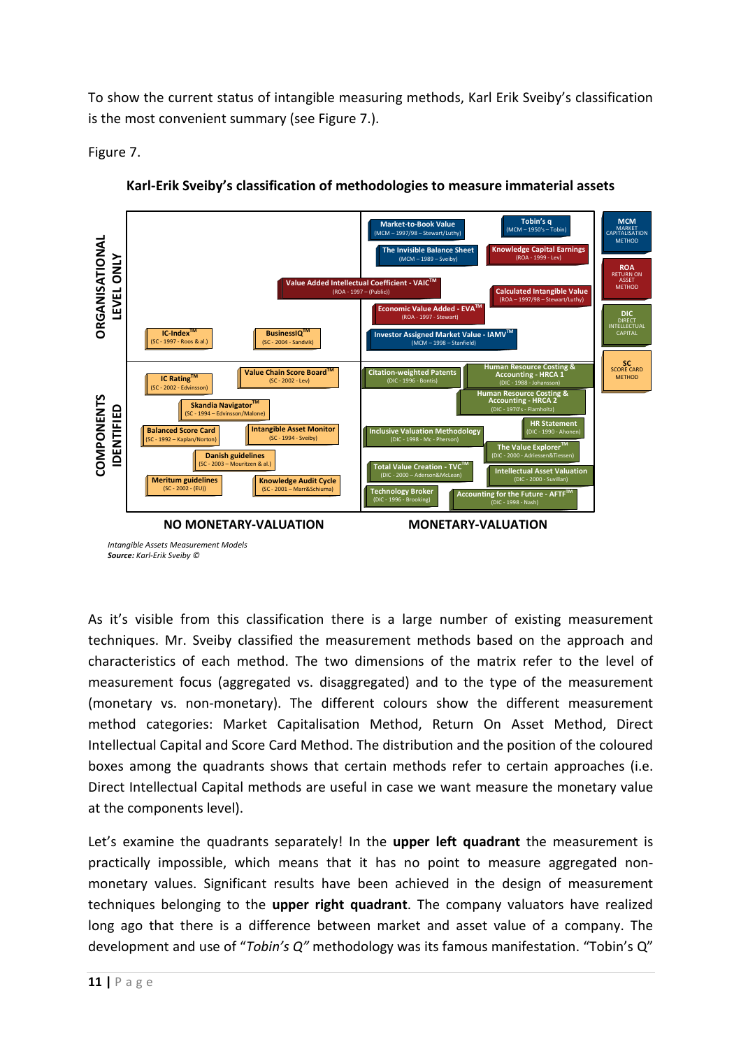To show the current status of intangible measuring methods, Karl Erik Sveiby's classification is the most convenient summary (see Figure 7.).

Figure 7.

**Karl-Erik Sveiby's classification of methodologies to measure immaterial assets**

| | NO MONETARY-VALUATION | MONETARY-VALUATION |
|---|---|---|
| ORGANISATIONAL LEVEL ONLY | IC-Index™ (SC - 1997 - Roos & al.); BusinessIQ™ (SC - 2004 - Sandvik); Value Added Intellectual Coefficient - VAIC™ (ROA - 1997 - (Public)) | Market-to-Book Value (MCM – 1997/98 – Stewart/Luthy); Tobin's q (MCM – 1950's – Tobin); The Invisible Balance Sheet (MCM – 1989 – Sveiby); Knowledge Capital Earnings (ROA - 1999 - Lev); Calculated Intangible Value (ROA – 1997/98 – Stewart/Luthy); Economic Value Added - EVA™ (ROA - 1997 - Stewart); Investor Assigned Market Value - IAMV™ (MCM – 1998 – Stanfield) |
| COMPONENTS IDENTIFIED | IC Rating™ (SC - 2002 - Edvinsson); Value Chain Score Board™ (SC - 2002 - Lev); Skandia Navigator™ (SC - 1994 – Edvinsson/Malone); Balanced Score Card (SC - 1992 – Kaplan/Norton); Intangible Asset Monitor (SC - 1994 - Sveiby); Danish guidelines (SC - 2003 – Mouritzen & al.); Meritum guidelines (SC - 2002 - (EU)); Knowledge Audit Cycle (SC - 2001 – Marr&Schiuma) | Citation-weighted Patents (DIC - 1996 - Bontis); Human Resource Costing & Accounting - HRCA 1 (DIC - 1988 - Johansson); Human Resource Costing & Accounting - HRCA 2 (DIC - 1970's - Flamholtz); Inclusive Valuation Methodology (DIC - 1998 - Mc - Pherson); HR Statement (DIC - 1990 - Ahonen); The Value Explorer™ (DIC - 2000 - Adriessen&Tiessen); Total Value Creation - TVC™ (DIC - 2000 – Aderson&McLean); Intellectual Asset Valuation (DIC - 2000 - Suvillan); Technology Broker (DIC - 1996 - Brooking); Accounting for the Future - AFTF™ (DIC - 1998 - Nash) |

Legend: MCM – Market Capitalisation Method; ROA – Return on Asset Method; DIC – Direct Intellectual Capital; SC – Score Card Method

*Intangible Assets Measurement Models*
***Source:** Karl-Erik Sveiby ©*

As it's visible from this classification there is a large number of existing measurement techniques. Mr. Sveiby classified the measurement methods based on the approach and characteristics of each method. The two dimensions of the matrix refer to the level of measurement focus (aggregated vs. disaggregated) and to the type of the measurement (monetary vs. non-monetary). The different colours show the different measurement method categories: Market Capitalisation Method, Return On Asset Method, Direct Intellectual Capital and Score Card Method. The distribution and the position of the coloured boxes among the quadrants shows that certain methods refer to certain approaches (i.e. Direct Intellectual Capital methods are useful in case we want measure the monetary value at the components level).

Let's examine the quadrants separately! In the **upper left quadrant** the measurement is practically impossible, which means that it has no point to measure aggregated non-monetary values. Significant results have been achieved in the design of measurement techniques belonging to the **upper right quadrant**. The company valuators have realized long ago that there is a difference between market and asset value of a company. The development and use of "*Tobin's Q"* methodology was its famous manifestation. "Tobin's Q"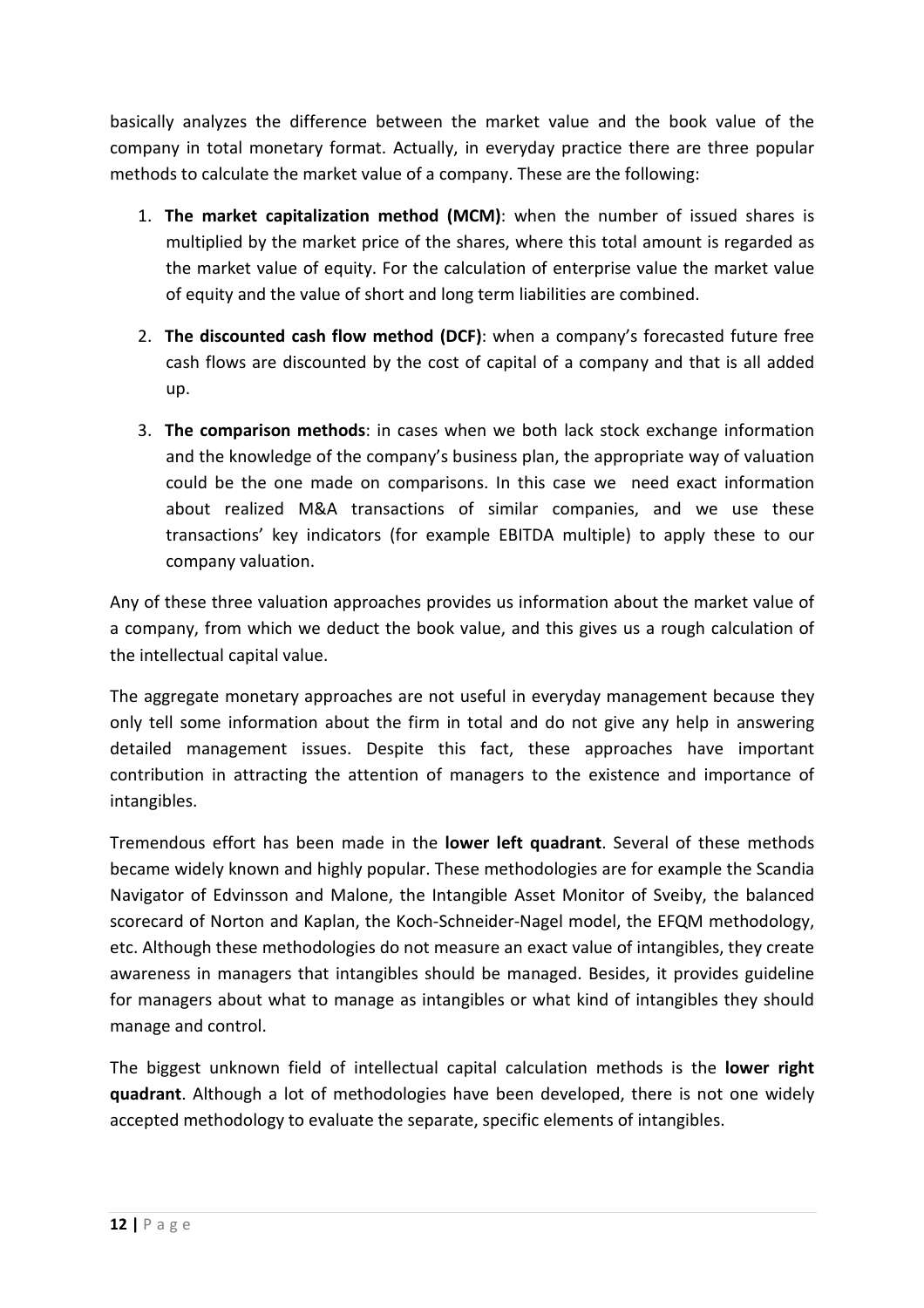basically analyzes the difference between the market value and the book value of the company in total monetary format. Actually, in everyday practice there are three popular methods to calculate the market value of a company. These are the following:

1. **The market capitalization method (MCM)**: when the number of issued shares is multiplied by the market price of the shares, where this total amount is regarded as the market value of equity. For the calculation of enterprise value the market value of equity and the value of short and long term liabilities are combined.
2. **The discounted cash flow method (DCF)**: when a company's forecasted future free cash flows are discounted by the cost of capital of a company and that is all added up.
3. **The comparison methods**: in cases when we both lack stock exchange information and the knowledge of the company's business plan, the appropriate way of valuation could be the one made on comparisons. In this case we need exact information about realized M&A transactions of similar companies, and we use these transactions' key indicators (for example EBITDA multiple) to apply these to our company valuation.

Any of these three valuation approaches provides us information about the market value of a company, from which we deduct the book value, and this gives us a rough calculation of the intellectual capital value.

The aggregate monetary approaches are not useful in everyday management because they only tell some information about the firm in total and do not give any help in answering detailed management issues. Despite this fact, these approaches have important contribution in attracting the attention of managers to the existence and importance of intangibles.

Tremendous effort has been made in the **lower left quadrant**. Several of these methods became widely known and highly popular. These methodologies are for example the Scandia Navigator of Edvinsson and Malone, the Intangible Asset Monitor of Sveiby, the balanced scorecard of Norton and Kaplan, the Koch-Schneider-Nagel model, the EFQM methodology, etc. Although these methodologies do not measure an exact value of intangibles, they create awareness in managers that intangibles should be managed. Besides, it provides guideline for managers about what to manage as intangibles or what kind of intangibles they should manage and control.

The biggest unknown field of intellectual capital calculation methods is the **lower right quadrant**. Although a lot of methodologies have been developed, there is not one widely accepted methodology to evaluate the separate, specific elements of intangibles.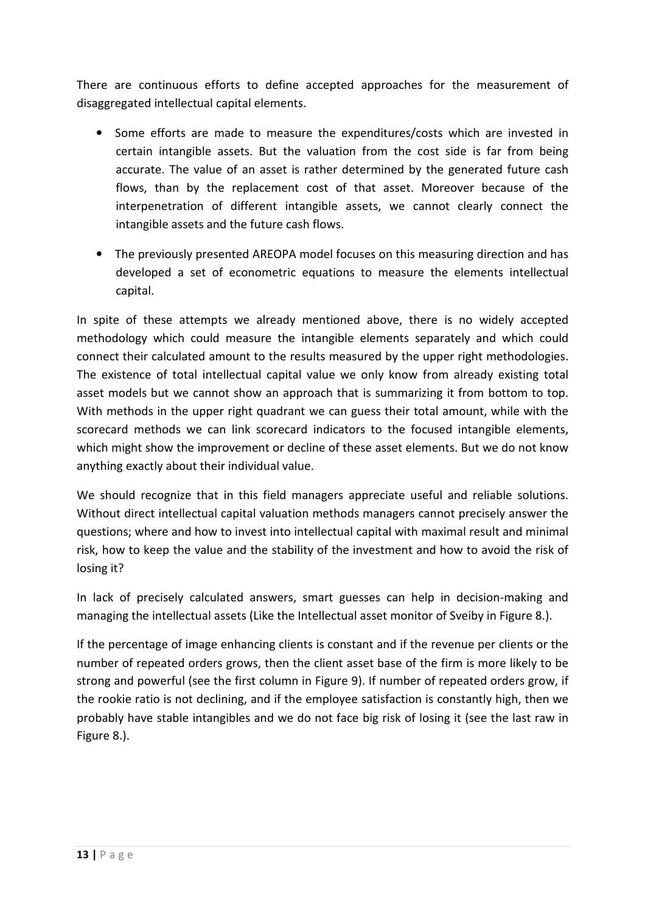There are continuous efforts to define accepted approaches for the measurement of disaggregated intellectual capital elements.

- Some efforts are made to measure the expenditures/costs which are invested in certain intangible assets. But the valuation from the cost side is far from being accurate. The value of an asset is rather determined by the generated future cash flows, than by the replacement cost of that asset. Moreover because of the interpenetration of different intangible assets, we cannot clearly connect the intangible assets and the future cash flows.
- The previously presented AREOPA model focuses on this measuring direction and has developed a set of econometric equations to measure the elements intellectual capital.

In spite of these attempts we already mentioned above, there is no widely accepted methodology which could measure the intangible elements separately and which could connect their calculated amount to the results measured by the upper right methodologies. The existence of total intellectual capital value we only know from already existing total asset models but we cannot show an approach that is summarizing it from bottom to top. With methods in the upper right quadrant we can guess their total amount, while with the scorecard methods we can link scorecard indicators to the focused intangible elements, which might show the improvement or decline of these asset elements. But we do not know anything exactly about their individual value.

We should recognize that in this field managers appreciate useful and reliable solutions. Without direct intellectual capital valuation methods managers cannot precisely answer the questions; where and how to invest into intellectual capital with maximal result and minimal risk, how to keep the value and the stability of the investment and how to avoid the risk of losing it?

In lack of precisely calculated answers, smart guesses can help in decision-making and managing the intellectual assets (Like the Intellectual asset monitor of Sveiby in Figure 8.).

If the percentage of image enhancing clients is constant and if the revenue per clients or the number of repeated orders grows, then the client asset base of the firm is more likely to be strong and powerful (see the first column in Figure 9). If number of repeated orders grow, if the rookie ratio is not declining, and if the employee satisfaction is constantly high, then we probably have stable intangibles and we do not face big risk of losing it (see the last raw in Figure 8.).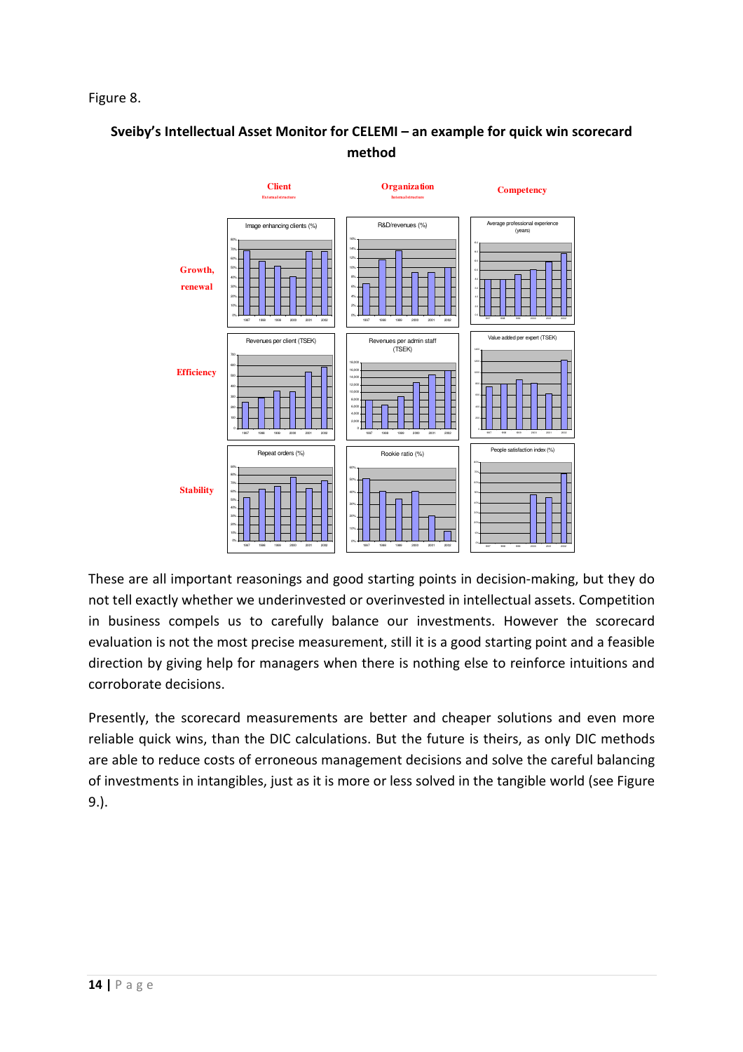Figure 8.

**Sveiby's Intellectual Asset Monitor for CELEMI – an example for quick win scorecard method**

These are all important reasonings and good starting points in decision-making, but they do not tell exactly whether we underinvested or overinvested in intellectual assets. Competition in business compels us to carefully balance our investments. However the scorecard evaluation is not the most precise measurement, still it is a good starting point and a feasible direction by giving help for managers when there is nothing else to reinforce intuitions and corroborate decisions.

Presently, the scorecard measurements are better and cheaper solutions and even more reliable quick wins, than the DIC calculations. But the future is theirs, as only DIC methods are able to reduce costs of erroneous management decisions and solve the careful balancing of investments in intangibles, just as it is more or less solved in the tangible world (see Figure 9.).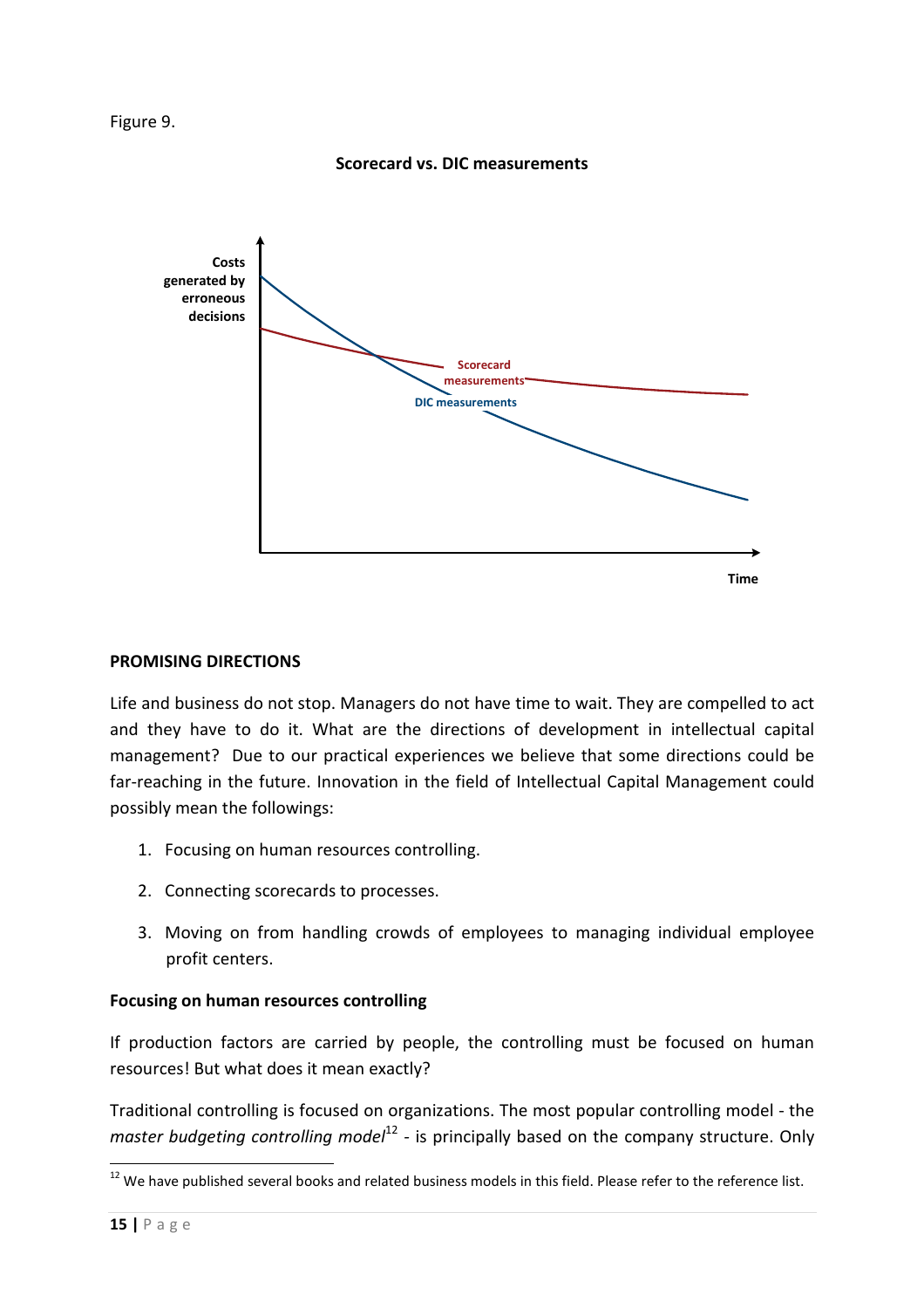Figure 9.

**Scorecard vs. DIC measurements**

Costs generated by erroneous decisions

Scorecard measurements

DIC measurements

Time

**PROMISING DIRECTIONS**

Life and business do not stop. Managers do not have time to wait. They are compelled to act and they have to do it. What are the directions of development in intellectual capital management? Due to our practical experiences we believe that some directions could be far-reaching in the future. Innovation in the field of Intellectual Capital Management could possibly mean the followings:

1. Focusing on human resources controlling.
2. Connecting scorecards to processes.
3. Moving on from handling crowds of employees to managing individual employee profit centers.

**Focusing on human resources controlling**

If production factors are carried by people, the controlling must be focused on human resources! But what does it mean exactly?

Traditional controlling is focused on organizations. The most popular controlling model - the *master budgeting controlling model*[12] - is principally based on the company structure. Only

[12] We have published several books and related business models in this field. Please refer to the reference list.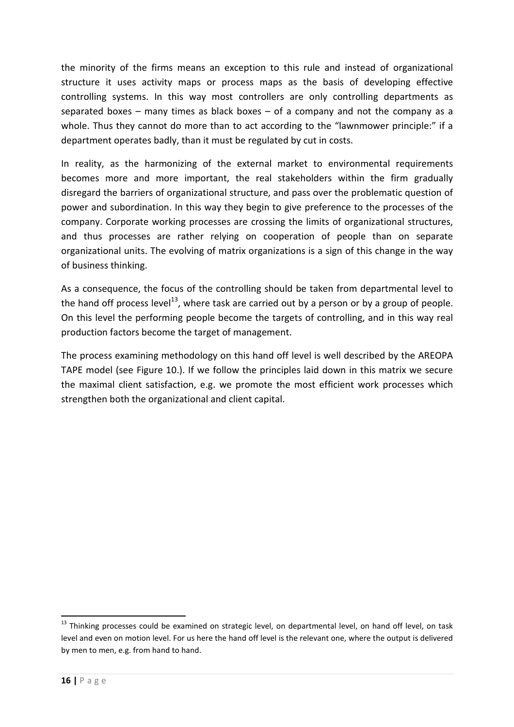the minority of the firms means an exception to this rule and instead of organizational structure it uses activity maps or process maps as the basis of developing effective controlling systems. In this way most controllers are only controlling departments as separated boxes – many times as black boxes – of a company and not the company as a whole. Thus they cannot do more than to act according to the "lawnmower principle:" if a department operates badly, than it must be regulated by cut in costs.

In reality, as the harmonizing of the external market to environmental requirements becomes more and more important, the real stakeholders within the firm gradually disregard the barriers of organizational structure, and pass over the problematic question of power and subordination. In this way they begin to give preference to the processes of the company. Corporate working processes are crossing the limits of organizational structures, and thus processes are rather relying on cooperation of people than on separate organizational units. The evolving of matrix organizations is a sign of this change in the way of business thinking.

As a consequence, the focus of the controlling should be taken from departmental level to the hand off process level[13], where task are carried out by a person or by a group of people. On this level the performing people become the targets of controlling, and in this way real production factors become the target of management.

The process examining methodology on this hand off level is well described by the AREOPA TAPE model (see Figure 10.). If we follow the principles laid down in this matrix we secure the maximal client satisfaction, e.g. we promote the most efficient work processes which strengthen both the organizational and client capital.

[13] Thinking processes could be examined on strategic level, on departmental level, on hand off level, on task level and even on motion level. For us here the hand off level is the relevant one, where the output is delivered by men to men, e.g. from hand to hand.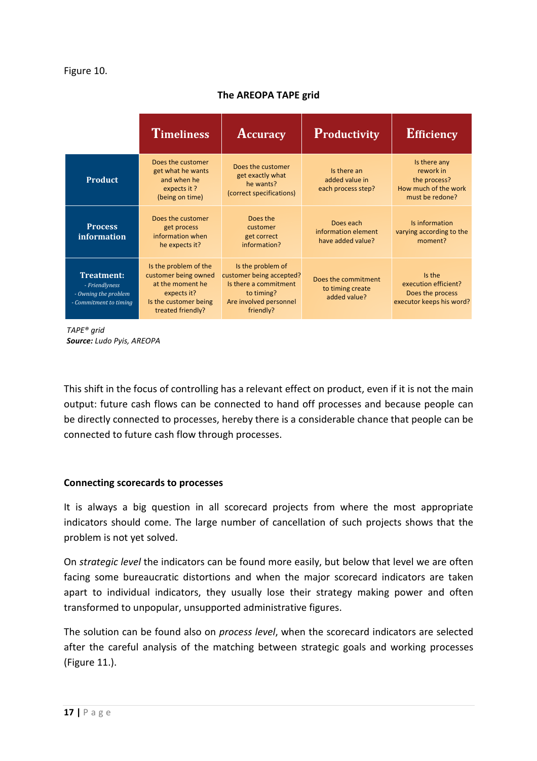Figure 10.

**The AREOPA TAPE grid**

| | Timeliness | Accuracy | Productivity | Efficiency |
|---|---|---|---|---|
| **Product** | Does the customer get what he wants and when he expects it ? (being on time) | Does the customer get exactly what he wants? (correct specifications) | Is there an added value in each process step? | Is there any rework in the process? How much of the work must be redone? |
| **Process information** | Does the customer get process information when he expects it? | Does the customer get correct information? | Does each information element have added value? | Is information varying according to the moment? |
| **Treatment:** *- Friendlyness - Owning the problem - Commitment to timing* | Is the problem of the customer being owned at the moment he expects it? Is the customer being treated friendly? | Is the problem of customer being accepted? Is there a commitment to timing? Are involved personnel friendly? | Does the commitment to timing create added value? | Is the execution efficient? Does the process executor keeps his word? |

*TAPE® grid*
***Source:** Ludo Pyis, AREOPA*

This shift in the focus of controlling has a relevant effect on product, even if it is not the main output: future cash flows can be connected to hand off processes and because people can be directly connected to processes, hereby there is a considerable chance that people can be connected to future cash flow through processes.

**Connecting scorecards to processes**

It is always a big question in all scorecard projects from where the most appropriate indicators should come. The large number of cancellation of such projects shows that the problem is not yet solved.

On *strategic level* the indicators can be found more easily, but below that level we are often facing some bureaucratic distortions and when the major scorecard indicators are taken apart to individual indicators, they usually lose their strategy making power and often transformed to unpopular, unsupported administrative figures.

The solution can be found also on *process level*, when the scorecard indicators are selected after the careful analysis of the matching between strategic goals and working processes (Figure 11.).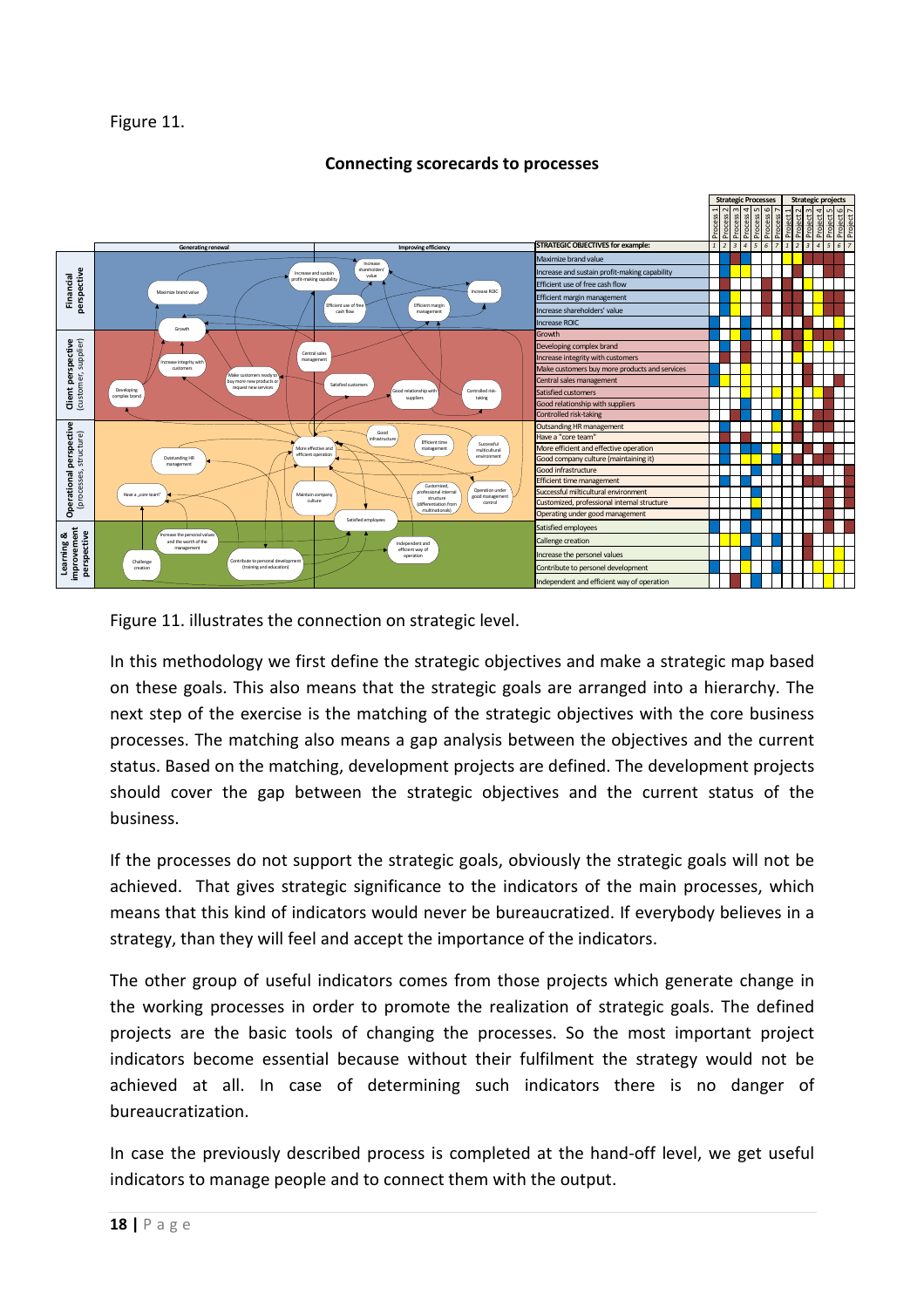Figure 11.

**Connecting scorecards to processes**

Figure 11. illustrates the connection on strategic level.

In this methodology we first define the strategic objectives and make a strategic map based on these goals. This also means that the strategic goals are arranged into a hierarchy. The next step of the exercise is the matching of the strategic objectives with the core business processes. The matching also means a gap analysis between the objectives and the current status. Based on the matching, development projects are defined. The development projects should cover the gap between the strategic objectives and the current status of the business.

If the processes do not support the strategic goals, obviously the strategic goals will not be achieved. That gives strategic significance to the indicators of the main processes, which means that this kind of indicators would never be bureaucratized. If everybody believes in a strategy, than they will feel and accept the importance of the indicators.

The other group of useful indicators comes from those projects which generate change in the working processes in order to promote the realization of strategic goals. The defined projects are the basic tools of changing the processes. So the most important project indicators become essential because without their fulfilment the strategy would not be achieved at all. In case of determining such indicators there is no danger of bureaucratization.

In case the previously described process is completed at the hand-off level, we get useful indicators to manage people and to connect them with the output.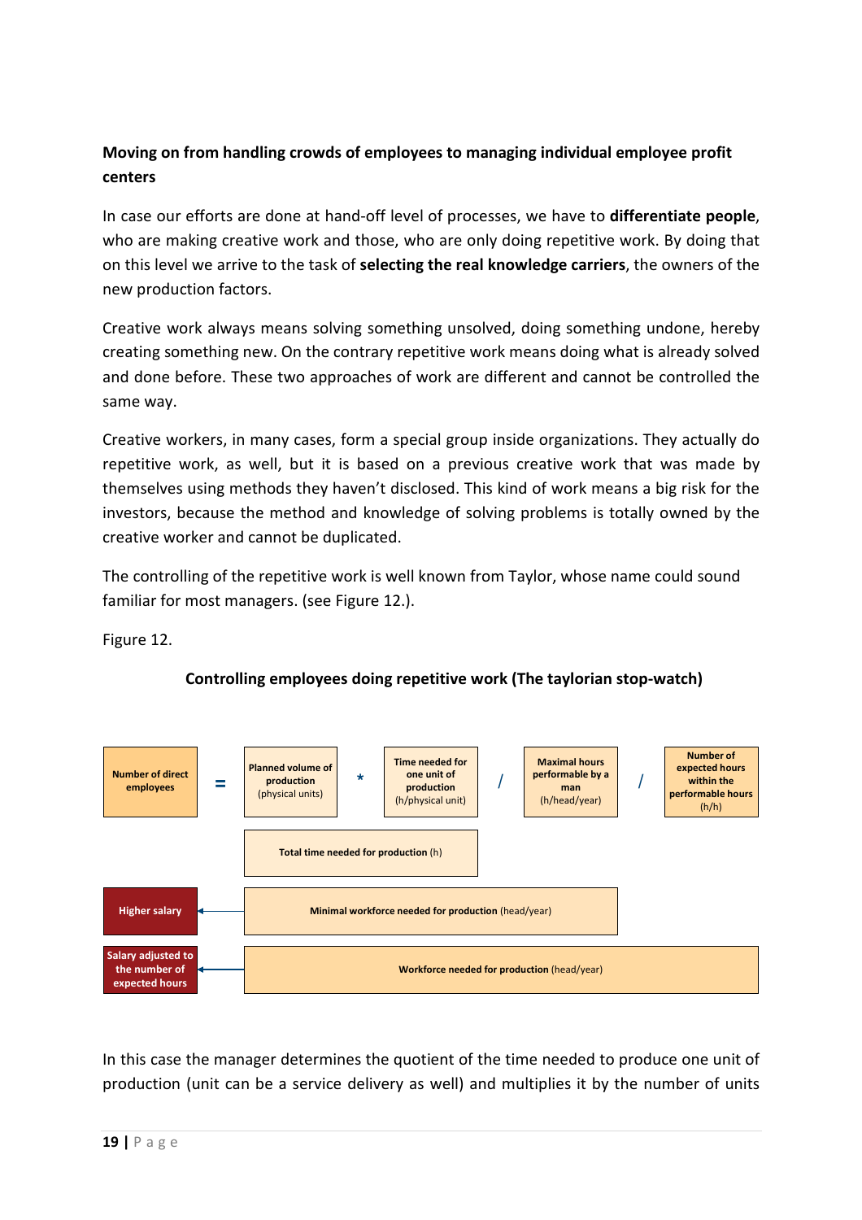**Moving on from handling crowds of employees to managing individual employee profit centers**

In case our efforts are done at hand-off level of processes, we have to **differentiate people**, who are making creative work and those, who are only doing repetitive work. By doing that on this level we arrive to the task of **selecting the real knowledge carriers**, the owners of the new production factors.

Creative work always means solving something unsolved, doing something undone, hereby creating something new. On the contrary repetitive work means doing what is already solved and done before. These two approaches of work are different and cannot be controlled the same way.

Creative workers, in many cases, form a special group inside organizations. They actually do repetitive work, as well, but it is based on a previous creative work that was made by themselves using methods they haven't disclosed. This kind of work means a big risk for the investors, because the method and knowledge of solving problems is totally owned by the creative worker and cannot be duplicated.

The controlling of the repetitive work is well known from Taylor, whose name could sound familiar for most managers. (see Figure 12.).

Figure 12.

**Controlling employees doing repetitive work (The taylorian stop-watch)**

| **Number of direct employees** | = | **Planned volume of production** (physical units) | * | **Time needed for one unit of production** (h/physical unit) | / | **Maximal hours performable by a man** (h/head/year) | / | **Number of expected hours within the performable hours** (h/h) |
|---|---|---|---|---|---|---|---|---|
| | | **Total time needed for production** (h) | | | | | | |
| **Higher salary** | ← | **Minimal workforce needed for production** (head/year) | | | | | | |
| **Salary adjusted to the number of expected hours** | ← | **Workforce needed for production** (head/year) | | | | | | |

In this case the manager determines the quotient of the time needed to produce one unit of production (unit can be a service delivery as well) and multiplies it by the number of units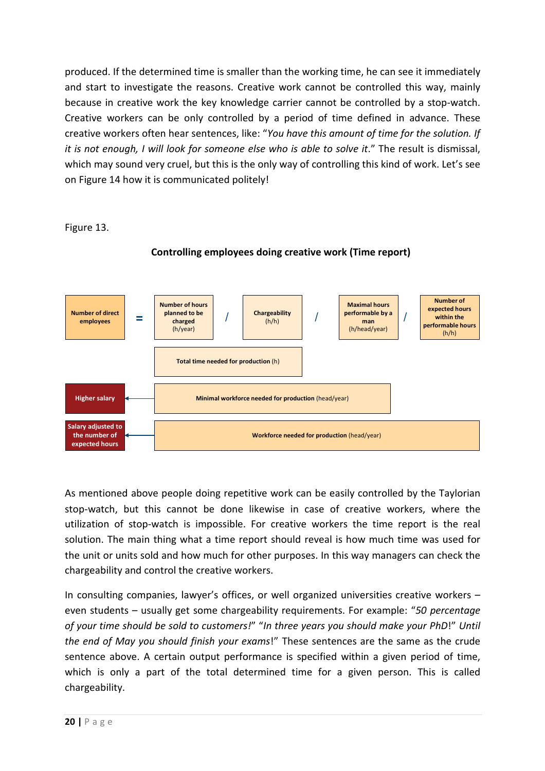produced. If the determined time is smaller than the working time, he can see it immediately and start to investigate the reasons. Creative work cannot be controlled this way, mainly because in creative work the key knowledge carrier cannot be controlled by a stop-watch. Creative workers can be only controlled by a period of time defined in advance. These creative workers often hear sentences, like: "*You have this amount of time for the solution. If it is not enough, I will look for someone else who is able to solve it*." The result is dismissal, which may sound very cruel, but this is the only way of controlling this kind of work. Let's see on Figure 14 how it is communicated politely!

Figure 13.

**Controlling employees doing creative work (Time report)**

| **Number of direct employees** | = | **Number of hours planned to be charged** (h/year) | / | **Chargeability** (h/h) | / | **Maximal hours performable by a man** (h/head/year) | / | **Number of expected hours within the performable hours** (h/h) |
|---|---|---|---|---|---|---|---|---|

- **Total time needed for production** (h)
- **Higher salary** ← **Minimal workforce needed for production** (head/year)
- **Salary adjusted to the number of expected hours** ← **Workforce needed for production** (head/year)

As mentioned above people doing repetitive work can be easily controlled by the Taylorian stop-watch, but this cannot be done likewise in case of creative workers, where the utilization of stop-watch is impossible. For creative workers the time report is the real solution. The main thing what a time report should reveal is how much time was used for the unit or units sold and how much for other purposes. In this way managers can check the chargeability and control the creative workers.

In consulting companies, lawyer's offices, or well organized universities creative workers – even students – usually get some chargeability requirements. For example: "*50 percentage of your time should be sold to customers!*" "*In three years you should make your PhD*!" *Until the end of May you should finish your exams*!" These sentences are the same as the crude sentence above. A certain output performance is specified within a given period of time, which is only a part of the total determined time for a given person. This is called chargeability.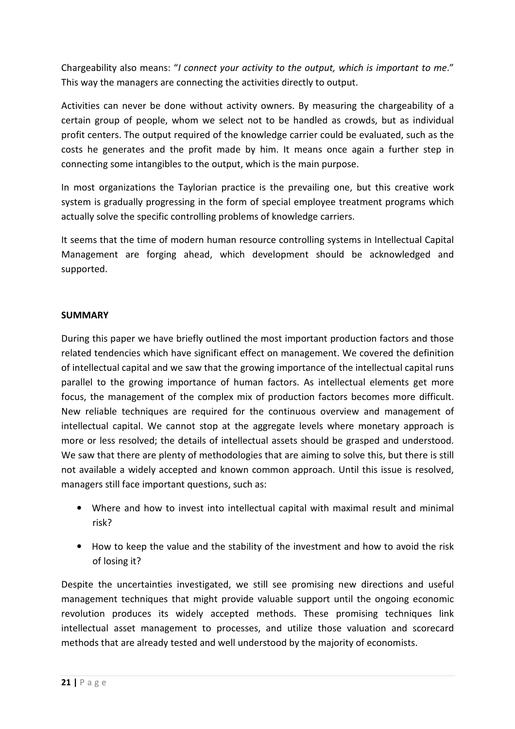Chargeability also means: "*I connect your activity to the output, which is important to me*." This way the managers are connecting the activities directly to output.

Activities can never be done without activity owners. By measuring the chargeability of a certain group of people, whom we select not to be handled as crowds, but as individual profit centers. The output required of the knowledge carrier could be evaluated, such as the costs he generates and the profit made by him. It means once again a further step in connecting some intangibles to the output, which is the main purpose.

In most organizations the Taylorian practice is the prevailing one, but this creative work system is gradually progressing in the form of special employee treatment programs which actually solve the specific controlling problems of knowledge carriers.

It seems that the time of modern human resource controlling systems in Intellectual Capital Management are forging ahead, which development should be acknowledged and supported.

## SUMMARY

During this paper we have briefly outlined the most important production factors and those related tendencies which have significant effect on management. We covered the definition of intellectual capital and we saw that the growing importance of the intellectual capital runs parallel to the growing importance of human factors. As intellectual elements get more focus, the management of the complex mix of production factors becomes more difficult. New reliable techniques are required for the continuous overview and management of intellectual capital. We cannot stop at the aggregate levels where monetary approach is more or less resolved; the details of intellectual assets should be grasped and understood. We saw that there are plenty of methodologies that are aiming to solve this, but there is still not available a widely accepted and known common approach. Until this issue is resolved, managers still face important questions, such as:

- Where and how to invest into intellectual capital with maximal result and minimal risk?
- How to keep the value and the stability of the investment and how to avoid the risk of losing it?

Despite the uncertainties investigated, we still see promising new directions and useful management techniques that might provide valuable support until the ongoing economic revolution produces its widely accepted methods. These promising techniques link intellectual asset management to processes, and utilize those valuation and scorecard methods that are already tested and well understood by the majority of economists.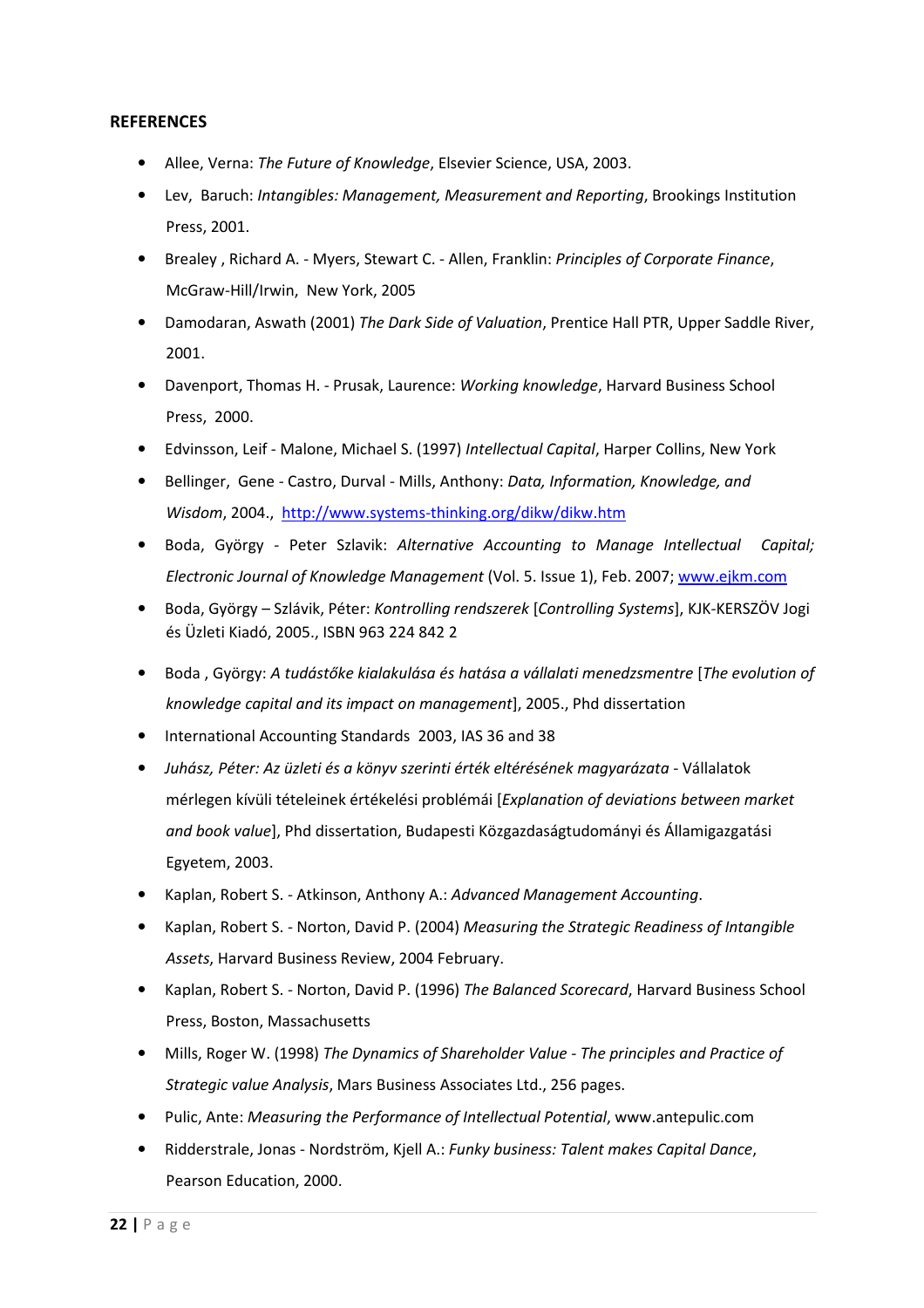**REFERENCES**

- Allee, Verna: *The Future of Knowledge*, Elsevier Science, USA, 2003.
- Lev, Baruch: *Intangibles: Management, Measurement and Reporting*, Brookings Institution Press, 2001.
- Brealey , Richard A. - Myers, Stewart C. - Allen, Franklin: *Principles of Corporate Finance*, McGraw-Hill/Irwin, New York, 2005
- Damodaran, Aswath (2001) *The Dark Side of Valuation*, Prentice Hall PTR, Upper Saddle River, 2001.
- Davenport, Thomas H. - Prusak, Laurence: *Working knowledge*, Harvard Business School Press, 2000.
- Edvinsson, Leif - Malone, Michael S. (1997) *Intellectual Capital*, Harper Collins, New York
- Bellinger, Gene - Castro, Durval - Mills, Anthony: *Data, Information, Knowledge, and Wisdom*, 2004., http://www.systems-thinking.org/dikw/dikw.htm
- Boda, György - Peter Szlavik: *Alternative Accounting to Manage Intellectual Capital; Electronic Journal of Knowledge Management* (Vol. 5. Issue 1), Feb. 2007; www.ejkm.com
- Boda, György – Szlávik, Péter: *Kontrolling rendszerek* [*Controlling Systems*], KJK-KERSZÖV Jogi és Üzleti Kiadó, 2005., ISBN 963 224 842 2
- Boda , György: *A tudástőke kialakulása és hatása a vállalati menedzsmentre* [*The evolution of knowledge capital and its impact on management*], 2005., Phd dissertation
- International Accounting Standards 2003, IAS 36 and 38
- *Juhász, Péter: Az üzleti és a könyv szerinti érték eltérésének magyarázata* - Vállalatok mérlegen kívüli tételeinek értékelési problémái [*Explanation of deviations between market and book value*], Phd dissertation, Budapesti Közgazdaságtudományi és Államigazgatási Egyetem, 2003.
- Kaplan, Robert S. - Atkinson, Anthony A.: *Advanced Management Accounting*.
- Kaplan, Robert S. - Norton, David P. (2004) *Measuring the Strategic Readiness of Intangible Assets*, Harvard Business Review, 2004 February.
- Kaplan, Robert S. - Norton, David P. (1996) *The Balanced Scorecard*, Harvard Business School Press, Boston, Massachusetts
- Mills, Roger W. (1998) *The Dynamics of Shareholder Value - The principles and Practice of Strategic value Analysis*, Mars Business Associates Ltd., 256 pages.
- Pulic, Ante: *Measuring the Performance of Intellectual Potential*, www.antepulic.com
- Ridderstrale, Jonas - Nordström, Kjell A.: *Funky business: Talent makes Capital Dance*, Pearson Education, 2000.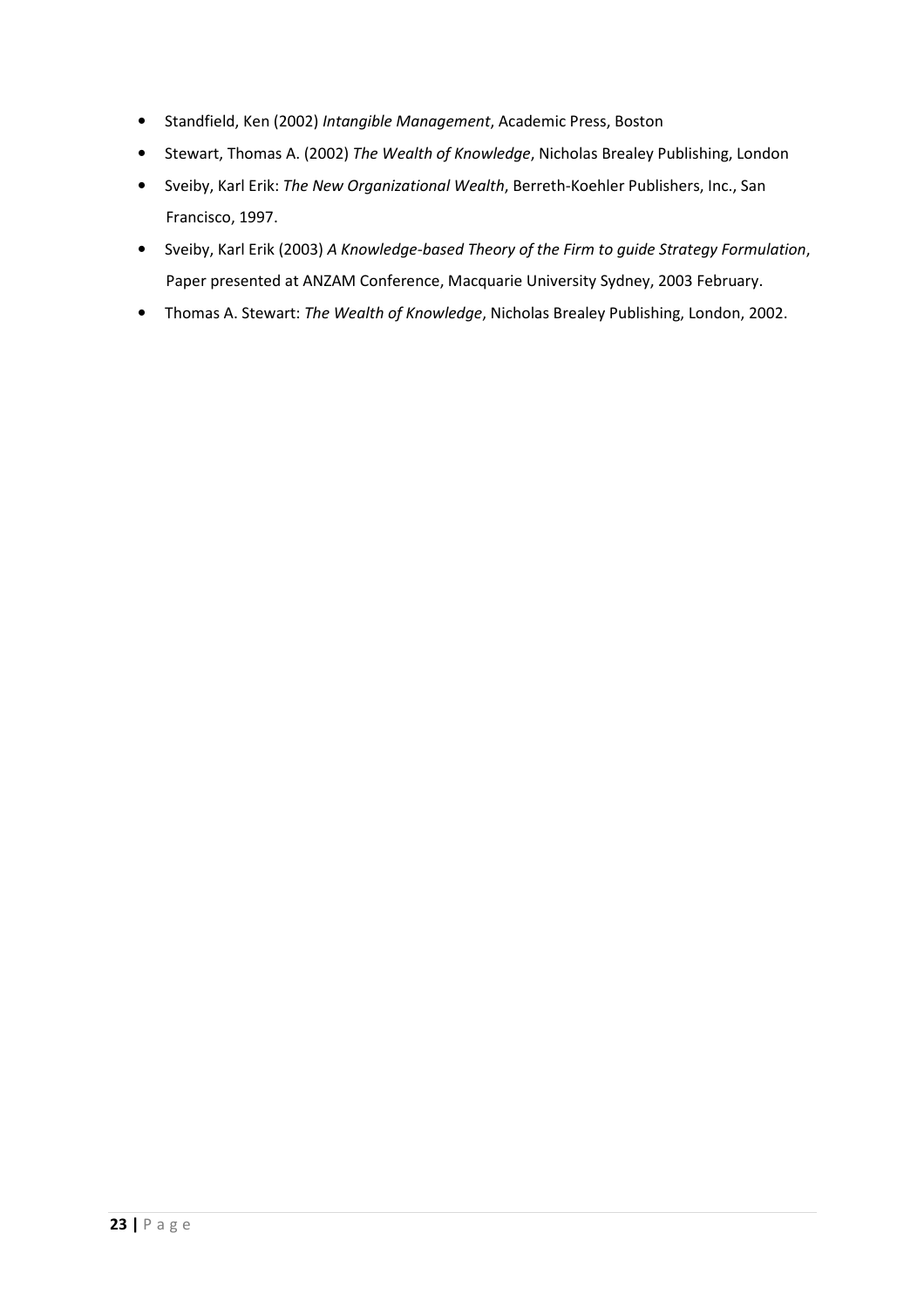- Standfield, Ken (2002) *Intangible Management*, Academic Press, Boston
- Stewart, Thomas A. (2002) *The Wealth of Knowledge*, Nicholas Brealey Publishing, London
- Sveiby, Karl Erik: *The New Organizational Wealth*, Berreth-Koehler Publishers, Inc., San Francisco, 1997.
- Sveiby, Karl Erik (2003) *A Knowledge-based Theory of the Firm to guide Strategy Formulation*, Paper presented at ANZAM Conference, Macquarie University Sydney, 2003 February.
- Thomas A. Stewart: *The Wealth of Knowledge*, Nicholas Brealey Publishing, London, 2002.